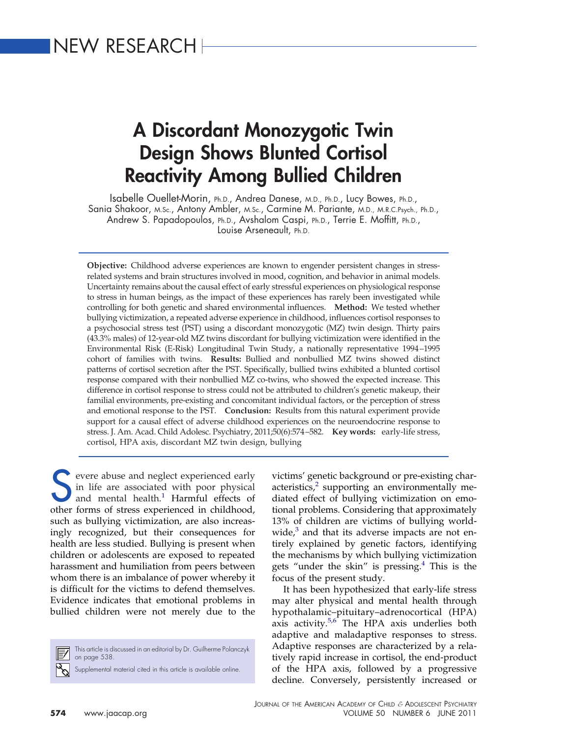NEW RESEARCH

# A Discordant Monozygotic Twin Design Shows Blunted Cortisol Reactivity Among Bullied Children

Isabelle Ouellet-Morin, Ph.D., Andrea Danese, M.D., Ph.D., Lucy Bowes, Ph.D., Sania Shakoor, M.Sc., Antony Ambler, M.Sc., Carmine M. Pariante, M.D., M.R.C.Psych., Ph.D., Andrew S. Papadopoulos, Ph.D., Avshalom Caspi, Ph.D., Terrie E. Moffitt, Ph.D., Louise Arseneault, Ph.D.

**Objective:** Childhood adverse experiences are known to engender persistent changes in stress-related systems and brain structures involved in mood, cognition, and behavior in animal models. Uncertainty remains about the causal effect of early stressful experiences on physiological response to stress in human beings, as the impact of these experiences has rarely been investigated while controlling for both genetic and shared environmental influences. **Method:** We tested whether bullying victimization, a repeated adverse experience in childhood, influences cortisol responses to a psychosocial stress test (PST) using a discordant monozygotic (MZ) twin design. Thirty pairs (43.3% males) of 12-year-old MZ twins discordant for bullying victimization were identified in the Environmental Risk (E-Risk) Longitudinal Twin Study, a nationally representative 1994–1995 cohort of families with twins. **Results:** Bullied and nonbullied MZ twins showed distinct patterns of cortisol secretion after the PST. Specifically, bullied twins exhibited a blunted cortisol response compared with their nonbullied MZ co-twins, who showed the expected increase. This difference in cortisol response to stress could not be attributed to children's genetic makeup, their familial environments, pre-existing and concomitant individual factors, or the perception of stress and emotional response to the PST. **Conclusion:** Results from this natural experiment provide support for a causal effect of adverse childhood experiences on the neuroendocrine response to stress. J. Am. Acad. Child Adolesc. Psychiatry, 2011;50(6):574–582. **Key words:** early-life stress, cortisol, HPA axis, discordant MZ twin design, bullying

Severe abuse and neglect experienced early in life are associated with poor physical and mental health.[1] Harmful effects of other forms of stress experienced in childhood, such as bullying victimization, are also increasingly recognized, but their consequences for health are less studied. Bullying is present when children or adolescents are exposed to repeated harassment and humiliation from peers between whom there is an imbalance of power whereby it is difficult for the victims to defend themselves. Evidence indicates that emotional problems in bullied children were not merely due to the victims' genetic background or pre-existing characteristics,[2] supporting an environmentally mediated effect of bullying victimization on emotional problems. Considering that approximately 13% of children are victims of bullying worldwide,[3] and that its adverse impacts are not entirely explained by genetic factors, identifying the mechanisms by which bullying victimization gets "under the skin" is pressing.[4] This is the focus of the present study.

It has been hypothesized that early-life stress may alter physical and mental health through hypothalamic–pituitary–adrenocortical (HPA) axis activity.[5,6] The HPA axis underlies both adaptive and maladaptive responses to stress. Adaptive responses are characterized by a relatively rapid increase in cortisol, the end-product of the HPA axis, followed by a progressive decline. Conversely, persistently increased or

This article is discussed in an editorial by Dr. Guilherme Polanczyk on page 538.

Supplemental material cited in this article is available online.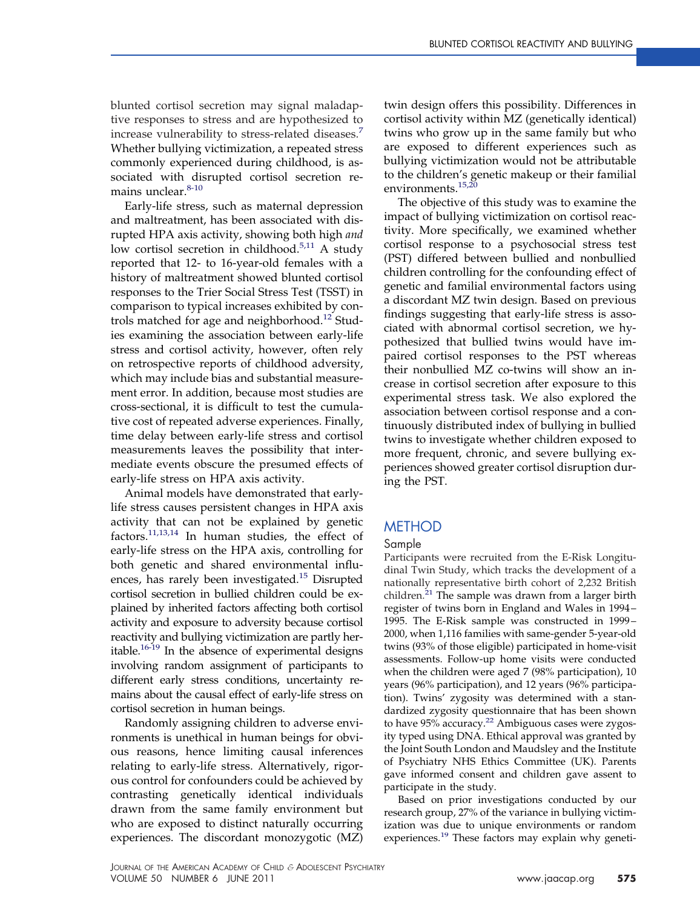blunted cortisol secretion may signal maladaptive responses to stress and are hypothesized to increase vulnerability to stress-related diseases.[7] Whether bullying victimization, a repeated stress commonly experienced during childhood, is associated with disrupted cortisol secretion remains unclear.[8-10]

Early-life stress, such as maternal depression and maltreatment, has been associated with disrupted HPA axis activity, showing both high *and* low cortisol secretion in childhood.[5,11] A study reported that 12- to 16-year-old females with a history of maltreatment showed blunted cortisol responses to the Trier Social Stress Test (TSST) in comparison to typical increases exhibited by controls matched for age and neighborhood.[12] Studies examining the association between early-life stress and cortisol activity, however, often rely on retrospective reports of childhood adversity, which may include bias and substantial measurement error. In addition, because most studies are cross-sectional, it is difficult to test the cumulative cost of repeated adverse experiences. Finally, time delay between early-life stress and cortisol measurements leaves the possibility that intermediate events obscure the presumed effects of early-life stress on HPA axis activity.

Animal models have demonstrated that early-life stress causes persistent changes in HPA axis activity that can not be explained by genetic factors.[11,13,14] In human studies, the effect of early-life stress on the HPA axis, controlling for both genetic and shared environmental influences, has rarely been investigated.[15] Disrupted cortisol secretion in bullied children could be explained by inherited factors affecting both cortisol activity and exposure to adversity because cortisol reactivity and bullying victimization are partly heritable.[16-19] In the absence of experimental designs involving random assignment of participants to different early stress conditions, uncertainty remains about the causal effect of early-life stress on cortisol secretion in human beings.

Randomly assigning children to adverse environments is unethical in human beings for obvious reasons, hence limiting causal inferences relating to early-life stress. Alternatively, rigorous control for confounders could be achieved by contrasting genetically identical individuals drawn from the same family environment but who are exposed to distinct naturally occurring experiences. The discordant monozygotic (MZ) twin design offers this possibility. Differences in cortisol activity within MZ (genetically identical) twins who grow up in the same family but who are exposed to different experiences such as bullying victimization would not be attributable to the children's genetic makeup or their familial environments.[15,20]

The objective of this study was to examine the impact of bullying victimization on cortisol reactivity. More specifically, we examined whether cortisol response to a psychosocial stress test (PST) differed between bullied and nonbullied children controlling for the confounding effect of genetic and familial environmental factors using a discordant MZ twin design. Based on previous findings suggesting that early-life stress is associated with abnormal cortisol secretion, we hypothesized that bullied twins would have impaired cortisol responses to the PST whereas their nonbullied MZ co-twins will show an increase in cortisol secretion after exposure to this experimental stress task. We also explored the association between cortisol response and a continuously distributed index of bullying in bullied twins to investigate whether children exposed to more frequent, chronic, and severe bullying experiences showed greater cortisol disruption during the PST.

## METHOD

### Sample

Participants were recruited from the E-Risk Longitudinal Twin Study, which tracks the development of a nationally representative birth cohort of 2,232 British children.[21] The sample was drawn from a larger birth register of twins born in England and Wales in 1994–1995. The E-Risk sample was constructed in 1999–2000, when 1,116 families with same-gender 5-year-old twins (93% of those eligible) participated in home-visit assessments. Follow-up home visits were conducted when the children were aged 7 (98% participation), 10 years (96% participation), and 12 years (96% participation). Twins' zygosity was determined with a standardized zygosity questionnaire that has been shown to have 95% accuracy.[22] Ambiguous cases were zygosity typed using DNA. Ethical approval was granted by the Joint South London and Maudsley and the Institute of Psychiatry NHS Ethics Committee (UK). Parents gave informed consent and children gave assent to participate in the study.

Based on prior investigations conducted by our research group, 27% of the variance in bullying victimization was due to unique environments or random experiences.[19] These factors may explain why geneti-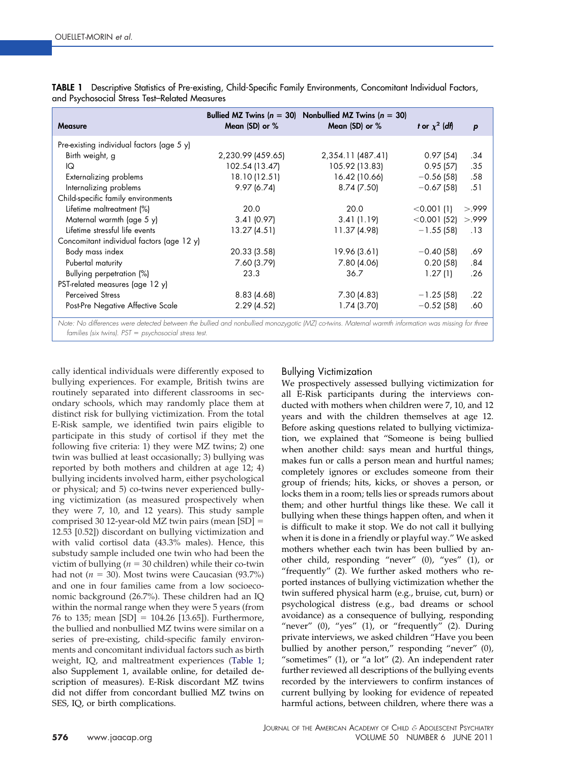**TABLE 1** Descriptive Statistics of Pre-existing, Child-Specific Family Environments, Concomitant Individual Factors, and Psychosocial Stress Test–Related Measures

| Measure | Bullied MZ Twins ($n$ = 30) Mean (SD) or % | Nonbullied MZ Twins ($n$ = 30) Mean (SD) or % | $t$ or $\chi^2$ ($df$) | $p$ |
|---|---|---|---|---|
| Pre-existing individual factors (age 5 y) | | | | |
| Birth weight, g | 2,230.99 (459.65) | 2,354.11 (487.41) | 0.97 (54) | .34 |
| IQ | 102.54 (13.47) | 105.92 (13.83) | 0.95 (57) | .35 |
| Externalizing problems | 18.10 (12.51) | 16.42 (10.66) | −0.56 (58) | .58 |
| Internalizing problems | 9.97 (6.74) | 8.74 (7.50) | −0.67 (58) | .51 |
| Child-specific family environments | | | | |
| Lifetime maltreatment (%) | 20.0 | 20.0 | <0.001 (1) | >.999 |
| Maternal warmth (age 5 y) | 3.41 (0.97) | 3.41 (1.19) | <0.001 (52) | >.999 |
| Lifetime stressful life events | 13.27 (4.51) | 11.37 (4.98) | −1.55 (58) | .13 |
| Concomitant individual factors (age 12 y) | | | | |
| Body mass index | 20.33 (3.58) | 19.96 (3.61) | −0.40 (58) | .69 |
| Pubertal maturity | 7.60 (3.79) | 7.80 (4.06) | 0.20 (58) | .84 |
| Bullying perpetration (%) | 23.3 | 36.7 | 1.27 (1) | .26 |
| PST-related measures (age 12 y) | | | | |
| Perceived Stress | 8.83 (4.68) | 7.30 (4.83) | −1.25 (58) | .22 |
| Post-Pre Negative Affective Scale | 2.29 (4.52) | 1.74 (3.70) | −0.52 (58) | .60 |

*Note: No differences were detected between the bullied and nonbullied monozygotic (MZ) co-twins. Maternal warmth information was missing for three families (six twins). PST = psychosocial stress test.*

cally identical individuals were differently exposed to bullying experiences. For example, British twins are routinely separated into different classrooms in secondary schools, which may randomly place them at distinct risk for bullying victimization. From the total E-Risk sample, we identified twin pairs eligible to participate in this study of cortisol if they met the following five criteria: 1) they were MZ twins; 2) one twin was bullied at least occasionally; 3) bullying was reported by both mothers and children at age 12; 4) bullying incidents involved harm, either psychological or physical; and 5) co-twins never experienced bullying victimization (as measured prospectively when they were 7, 10, and 12 years). This study sample comprised 30 12-year-old MZ twin pairs (mean [SD] = 12.53 [0.52]) discordant on bullying victimization and with valid cortisol data (43.3% males). Hence, this substudy sample included one twin who had been the victim of bullying ($n$ = 30 children) while their co-twin had not ($n$ = 30). Most twins were Caucasian (93.7%) and one in four families came from a low socioeconomic background (26.7%). These children had an IQ within the normal range when they were 5 years (from 76 to 135; mean [SD] = 104.26 [13.65]). Furthermore, the bullied and nonbullied MZ twins were similar on a series of pre-existing, child-specific family environments and concomitant individual factors such as birth weight, IQ, and maltreatment experiences (Table 1; also Supplement 1, available online, for detailed description of measures). E-Risk discordant MZ twins did not differ from concordant bullied MZ twins on SES, IQ, or birth complications.

## Bullying Victimization

We prospectively assessed bullying victimization for all E-Risk participants during the interviews conducted with mothers when children were 7, 10, and 12 years and with the children themselves at age 12. Before asking questions related to bullying victimization, we explained that "Someone is being bullied when another child: says mean and hurtful things, makes fun or calls a person mean and hurtful names; completely ignores or excludes someone from their group of friends; hits, kicks, or shoves a person, or locks them in a room; tells lies or spreads rumors about them; and other hurtful things like these. We call it bullying when these things happen often, and when it is difficult to make it stop. We do not call it bullying when it is done in a friendly or playful way." We asked mothers whether each twin has been bullied by another child, responding "never" (0), "yes" (1), or "frequently" (2). We further asked mothers who reported instances of bullying victimization whether the twin suffered physical harm (e.g., bruise, cut, burn) or psychological distress (e.g., bad dreams or school avoidance) as a consequence of bullying, responding "never" (0), "yes" (1), or "frequently" (2). During private interviews, we asked children "Have you been bullied by another person," responding "never" (0), "sometimes" (1), or "a lot" (2). An independent rater further reviewed all descriptions of the bullying events recorded by the interviewers to confirm instances of current bullying by looking for evidence of repeated harmful actions, between children, where there was a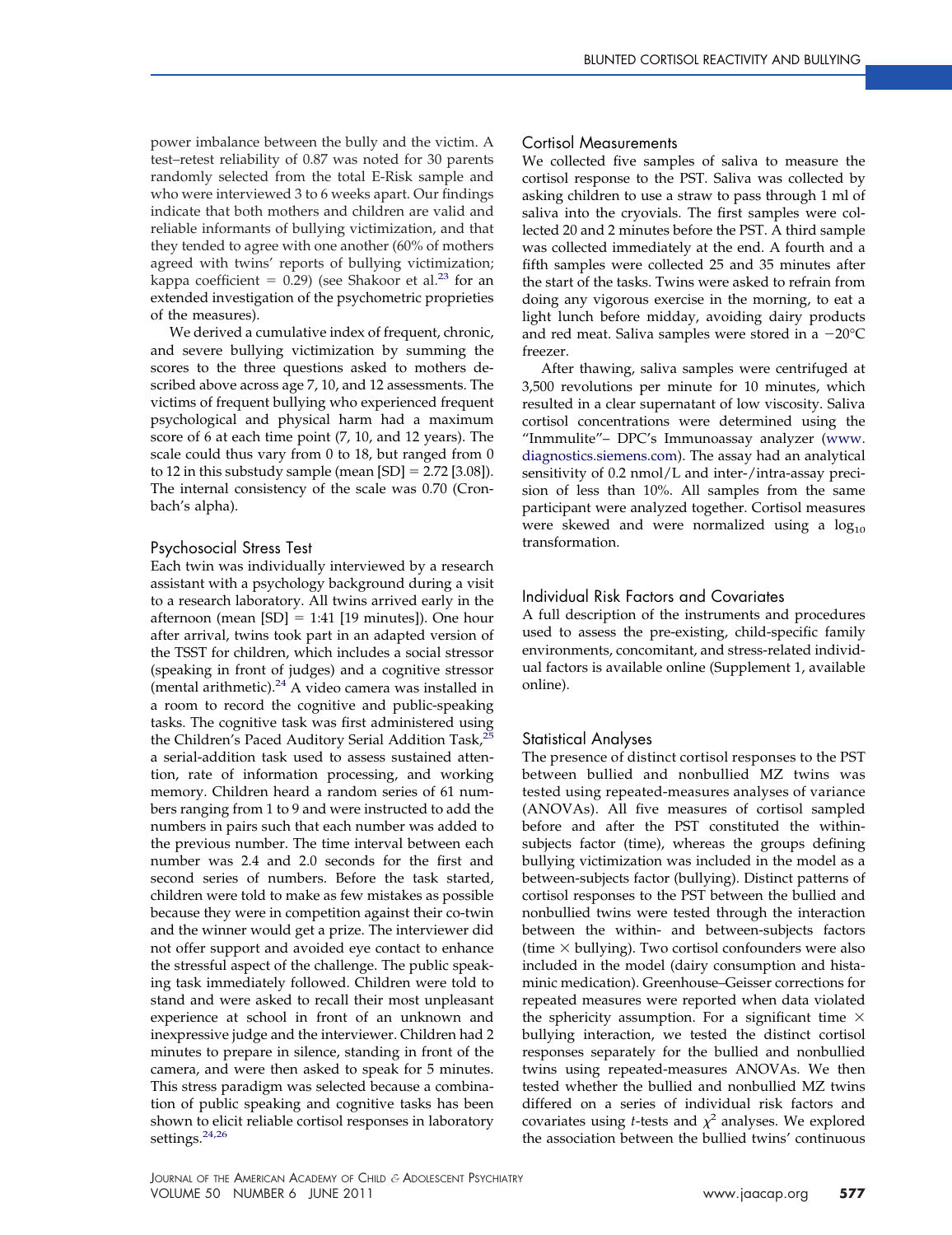power imbalance between the bully and the victim. A test–retest reliability of 0.87 was noted for 30 parents randomly selected from the total E-Risk sample and who were interviewed 3 to 6 weeks apart. Our findings indicate that both mothers and children are valid and reliable informants of bullying victimization, and that they tended to agree with one another (60% of mothers agreed with twins' reports of bullying victimization; kappa coefficient = 0.29) (see Shakoor et al.[23] for an extended investigation of the psychometric proprieties of the measures).

We derived a cumulative index of frequent, chronic, and severe bullying victimization by summing the scores to the three questions asked to mothers described above across age 7, 10, and 12 assessments. The victims of frequent bullying who experienced frequent psychological and physical harm had a maximum score of 6 at each time point (7, 10, and 12 years). The scale could thus vary from 0 to 18, but ranged from 0 to 12 in this substudy sample (mean [SD] = 2.72 [3.08]). The internal consistency of the scale was 0.70 (Cronbach's alpha).

## Psychosocial Stress Test

Each twin was individually interviewed by a research assistant with a psychology background during a visit to a research laboratory. All twins arrived early in the afternoon (mean [SD] = 1:41 [19 minutes]). One hour after arrival, twins took part in an adapted version of the TSST for children, which includes a social stressor (speaking in front of judges) and a cognitive stressor (mental arithmetic).[24] A video camera was installed in a room to record the cognitive and public-speaking tasks. The cognitive task was first administered using the Children's Paced Auditory Serial Addition Task,[25] a serial-addition task used to assess sustained attention, rate of information processing, and working memory. Children heard a random series of 61 numbers ranging from 1 to 9 and were instructed to add the numbers in pairs such that each number was added to the previous number. The time interval between each number was 2.4 and 2.0 seconds for the first and second series of numbers. Before the task started, children were told to make as few mistakes as possible because they were in competition against their co-twin and the winner would get a prize. The interviewer did not offer support and avoided eye contact to enhance the stressful aspect of the challenge. The public speaking task immediately followed. Children were told to stand and were asked to recall their most unpleasant experience at school in front of an unknown and inexpressive judge and the interviewer. Children had 2 minutes to prepare in silence, standing in front of the camera, and were then asked to speak for 5 minutes. This stress paradigm was selected because a combination of public speaking and cognitive tasks has been shown to elicit reliable cortisol responses in laboratory settings.[24,26]

## Cortisol Measurements

We collected five samples of saliva to measure the cortisol response to the PST. Saliva was collected by asking children to use a straw to pass through 1 ml of saliva into the cryovials. The first samples were collected 20 and 2 minutes before the PST. A third sample was collected immediately at the end. A fourth and a fifth samples were collected 25 and 35 minutes after the start of the tasks. Twins were asked to refrain from doing any vigorous exercise in the morning, to eat a light lunch before midday, avoiding dairy products and red meat. Saliva samples were stored in a −20°C freezer.

After thawing, saliva samples were centrifuged at 3,500 revolutions per minute for 10 minutes, which resulted in a clear supernatant of low viscosity. Saliva cortisol concentrations were determined using the "Inmmulite"– DPC's Immunoassay analyzer (www.diagnostics.siemens.com). The assay had an analytical sensitivity of 0.2 nmol/L and inter-/intra-assay precision of less than 10%. All samples from the same participant were analyzed together. Cortisol measures were skewed and were normalized using a $\log_{10}$ transformation.

## Individual Risk Factors and Covariates

A full description of the instruments and procedures used to assess the pre-existing, child-specific family environments, concomitant, and stress-related individual factors is available online (Supplement 1, available online).

## Statistical Analyses

The presence of distinct cortisol responses to the PST between bullied and nonbullied MZ twins was tested using repeated-measures analyses of variance (ANOVAs). All five measures of cortisol sampled before and after the PST constituted the within-subjects factor (time), whereas the groups defining bullying victimization was included in the model as a between-subjects factor (bullying). Distinct patterns of cortisol responses to the PST between the bullied and nonbullied twins were tested through the interaction between the within- and between-subjects factors (time × bullying). Two cortisol confounders were also included in the model (dairy consumption and histaminic medication). Greenhouse–Geisser corrections for repeated measures were reported when data violated the sphericity assumption. For a significant time × bullying interaction, we tested the distinct cortisol responses separately for the bullied and nonbullied twins using repeated-measures ANOVAs. We then tested whether the bullied and nonbullied MZ twins differed on a series of individual risk factors and covariates using *t*-tests and $\chi^2$ analyses. We explored the association between the bullied twins' continuous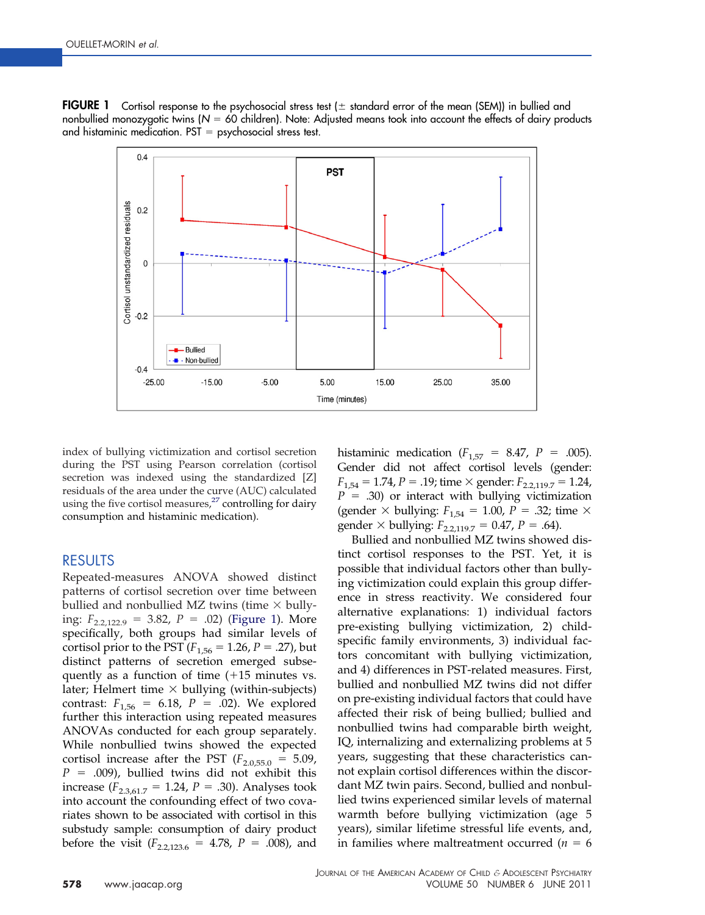**FIGURE 1** Cortisol response to the psychosocial stress test (± standard error of the mean (SEM)) in bullied and nonbullied monozygotic twins ($N$ = 60 children). Note: Adjusted means took into account the effects of dairy products and histaminic medication. PST = psychosocial stress test.

index of bullying victimization and cortisol secretion during the PST using Pearson correlation (cortisol secretion was indexed using the standardized [Z] residuals of the area under the curve (AUC) calculated using the five cortisol measures,[27] controlling for dairy consumption and histaminic medication).

## RESULTS

Repeated-measures ANOVA showed distinct patterns of cortisol secretion over time between bullied and nonbullied MZ twins (time × bullying: $F_{2.2,122.9}$ = 3.82, $P$ = .02) (Figure 1). More specifically, both groups had similar levels of cortisol prior to the PST ($F_{1,56}$ = 1.26, $P$ = .27), but distinct patterns of secretion emerged subsequently as a function of time (+15 minutes vs. later; Helmert time × bullying (within-subjects) contrast: $F_{1,56}$ = 6.18, $P$ = .02). We explored further this interaction using repeated measures ANOVAs conducted for each group separately. While nonbullied twins showed the expected cortisol increase after the PST ($F_{2.0,55.0}$ = 5.09, $P$ = .009), bullied twins did not exhibit this increase ($F_{2.3,61.7}$ = 1.24, $P$ = .30). Analyses took into account the confounding effect of two covariates shown to be associated with cortisol in this substudy sample: consumption of dairy product before the visit ($F_{2.2,123.6}$ = 4.78, $P$ = .008), and histaminic medication ($F_{1,57}$ = 8.47, $P$ = .005). Gender did not affect cortisol levels (gender: $F_{1,54}$ = 1.74, $P$ = .19; time × gender: $F_{2.2,119.7}$ = 1.24, $P$ = .30) or interact with bullying victimization (gender × bullying: $F_{1,54}$ = 1.00, $P$ = .32; time × gender × bullying: $F_{2.2,119.7}$ = 0.47, $P$ = .64).

Bullied and nonbullied MZ twins showed distinct cortisol responses to the PST. Yet, it is possible that individual factors other than bullying victimization could explain this group difference in stress reactivity. We considered four alternative explanations: 1) individual factors pre-existing bullying victimization, 2) child-specific family environments, 3) individual factors concomitant with bullying victimization, and 4) differences in PST-related measures. First, bullied and nonbullied MZ twins did not differ on pre-existing individual factors that could have affected their risk of being bullied; bullied and nonbullied twins had comparable birth weight, IQ, internalizing and externalizing problems at 5 years, suggesting that these characteristics cannot explain cortisol differences within the discordant MZ twin pairs. Second, bullied and nonbullied twins experienced similar levels of maternal warmth before bullying victimization (age 5 years), similar lifetime stressful life events, and, in families where maltreatment occurred ($n$ = 6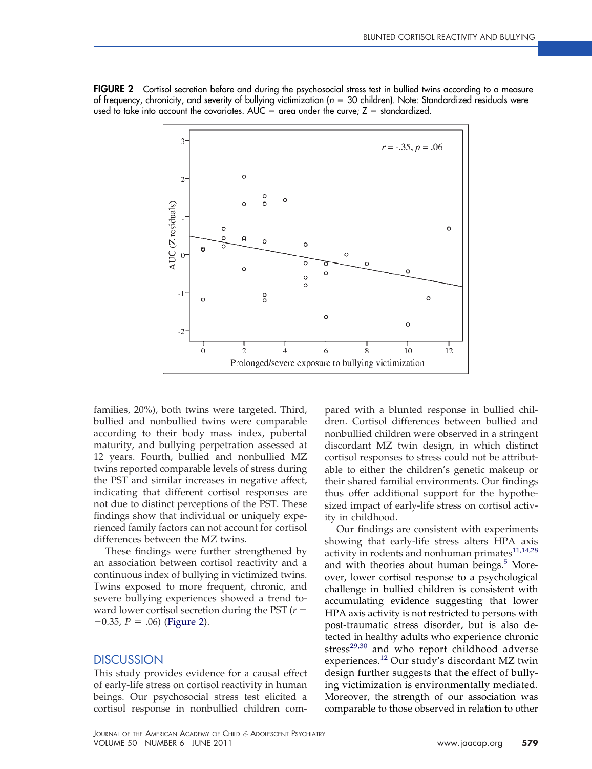**FIGURE 2** Cortisol secretion before and during the psychosocial stress test in bullied twins according to a measure of frequency, chronicity, and severity of bullying victimization ($n$ = 30 children). Note: Standardized residuals were used to take into account the covariates. AUC = area under the curve; Z = standardized.

families, 20%), both twins were targeted. Third, bullied and nonbullied twins were comparable according to their body mass index, pubertal maturity, and bullying perpetration assessed at 12 years. Fourth, bullied and nonbullied MZ twins reported comparable levels of stress during the PST and similar increases in negative affect, indicating that different cortisol responses are not due to distinct perceptions of the PST. These findings show that individual or uniquely experienced family factors can not account for cortisol differences between the MZ twins.

These findings were further strengthened by an association between cortisol reactivity and a continuous index of bullying in victimized twins. Twins exposed to more frequent, chronic, and severe bullying experiences showed a trend toward lower cortisol secretion during the PST ($r = -0.35$, $P = .06$) (Figure 2).

## DISCUSSION

This study provides evidence for a causal effect of early-life stress on cortisol reactivity in human beings. Our psychosocial stress test elicited a cortisol response in nonbullied children compared with a blunted response in bullied children. Cortisol differences between bullied and nonbullied children were observed in a stringent discordant MZ twin design, in which distinct cortisol responses to stress could not be attributable to either the children's genetic makeup or their shared familial environments. Our findings thus offer additional support for the hypothesized impact of early-life stress on cortisol activity in childhood.

Our findings are consistent with experiments showing that early-life stress alters HPA axis activity in rodents and nonhuman primates[11,14,28] and with theories about human beings.[5] Moreover, lower cortisol response to a psychological challenge in bullied children is consistent with accumulating evidence suggesting that lower HPA axis activity is not restricted to persons with post-traumatic stress disorder, but is also detected in healthy adults who experience chronic stress[29,30] and who report childhood adverse experiences.[12] Our study's discordant MZ twin design further suggests that the effect of bullying victimization is environmentally mediated. Moreover, the strength of our association was comparable to those observed in relation to other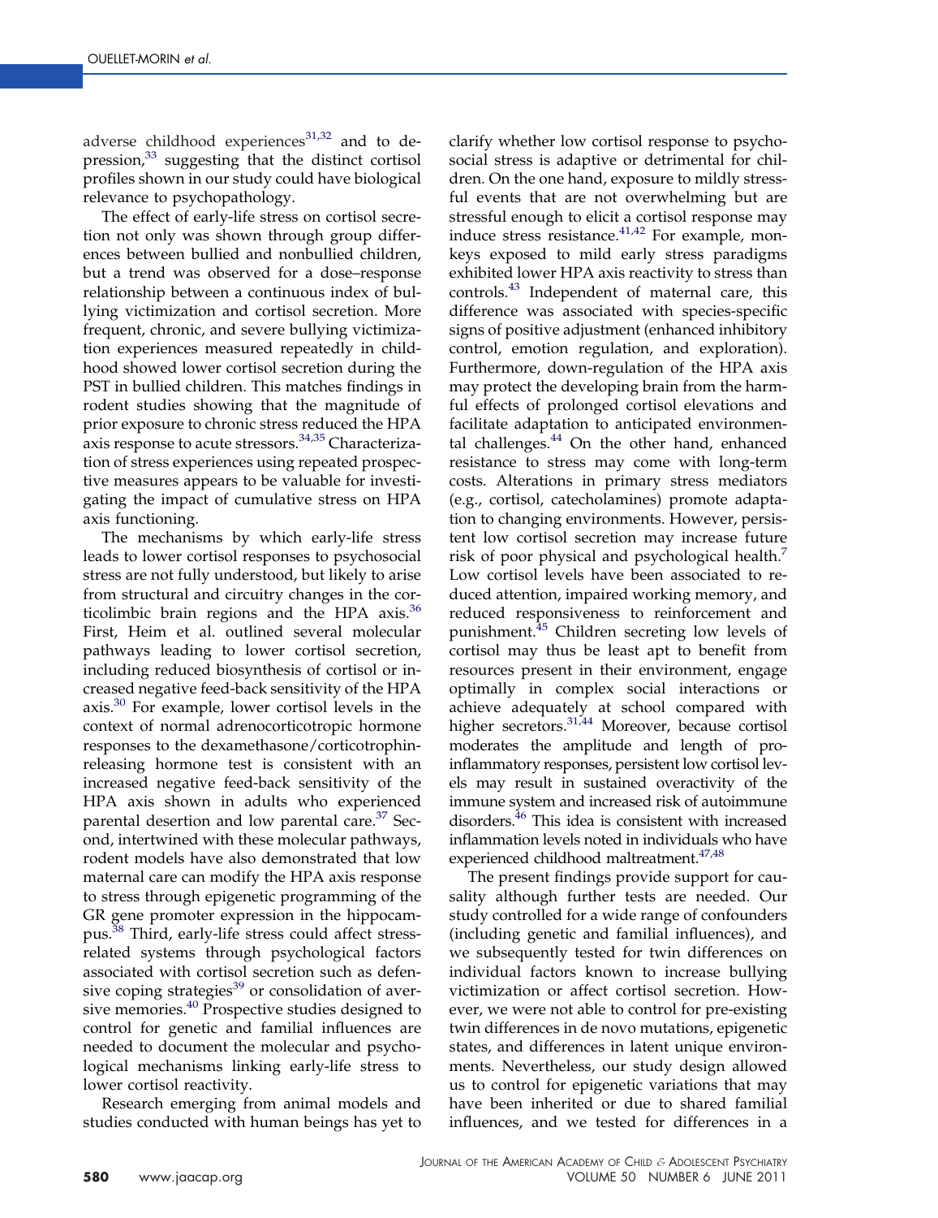adverse childhood experiences[31,32] and to depression,[33] suggesting that the distinct cortisol profiles shown in our study could have biological relevance to psychopathology.

The effect of early-life stress on cortisol secretion not only was shown through group differences between bullied and nonbullied children, but a trend was observed for a dose–response relationship between a continuous index of bullying victimization and cortisol secretion. More frequent, chronic, and severe bullying victimization experiences measured repeatedly in childhood showed lower cortisol secretion during the PST in bullied children. This matches findings in rodent studies showing that the magnitude of prior exposure to chronic stress reduced the HPA axis response to acute stressors.[34,35] Characterization of stress experiences using repeated prospective measures appears to be valuable for investigating the impact of cumulative stress on HPA axis functioning.

The mechanisms by which early-life stress leads to lower cortisol responses to psychosocial stress are not fully understood, but likely to arise from structural and circuitry changes in the corticolimbic brain regions and the HPA axis.[36] First, Heim et al. outlined several molecular pathways leading to lower cortisol secretion, including reduced biosynthesis of cortisol or increased negative feed-back sensitivity of the HPA axis.[30] For example, lower cortisol levels in the context of normal adrenocorticotropic hormone responses to the dexamethasone/corticotrophin-releasing hormone test is consistent with an increased negative feed-back sensitivity of the HPA axis shown in adults who experienced parental desertion and low parental care.[37] Second, intertwined with these molecular pathways, rodent models have also demonstrated that low maternal care can modify the HPA axis response to stress through epigenetic programming of the GR gene promoter expression in the hippocampus.[38] Third, early-life stress could affect stress-related systems through psychological factors associated with cortisol secretion such as defensive coping strategies[39] or consolidation of aversive memories.[40] Prospective studies designed to control for genetic and familial influences are needed to document the molecular and psychological mechanisms linking early-life stress to lower cortisol reactivity.

Research emerging from animal models and studies conducted with human beings has yet to clarify whether low cortisol response to psychosocial stress is adaptive or detrimental for children. On the one hand, exposure to mildly stressful events that are not overwhelming but are stressful enough to elicit a cortisol response may induce stress resistance.[41,42] For example, monkeys exposed to mild early stress paradigms exhibited lower HPA axis reactivity to stress than controls.[43] Independent of maternal care, this difference was associated with species-specific signs of positive adjustment (enhanced inhibitory control, emotion regulation, and exploration). Furthermore, down-regulation of the HPA axis may protect the developing brain from the harmful effects of prolonged cortisol elevations and facilitate adaptation to anticipated environmental challenges.[44] On the other hand, enhanced resistance to stress may come with long-term costs. Alterations in primary stress mediators (e.g., cortisol, catecholamines) promote adaptation to changing environments. However, persistent low cortisol secretion may increase future risk of poor physical and psychological health.[7] Low cortisol levels have been associated to reduced attention, impaired working memory, and reduced responsiveness to reinforcement and punishment.[45] Children secreting low levels of cortisol may thus be least apt to benefit from resources present in their environment, engage optimally in complex social interactions or achieve adequately at school compared with higher secretors.[31,44] Moreover, because cortisol moderates the amplitude and length of pro-inflammatory responses, persistent low cortisol levels may result in sustained overactivity of the immune system and increased risk of autoimmune disorders.[46] This idea is consistent with increased inflammation levels noted in individuals who have experienced childhood maltreatment.[47,48]

The present findings provide support for causality although further tests are needed. Our study controlled for a wide range of confounders (including genetic and familial influences), and we subsequently tested for twin differences on individual factors known to increase bullying victimization or affect cortisol secretion. However, we were not able to control for pre-existing twin differences in de novo mutations, epigenetic states, and differences in latent unique environments. Nevertheless, our study design allowed us to control for epigenetic variations that may have been inherited or due to shared familial influences, and we tested for differences in a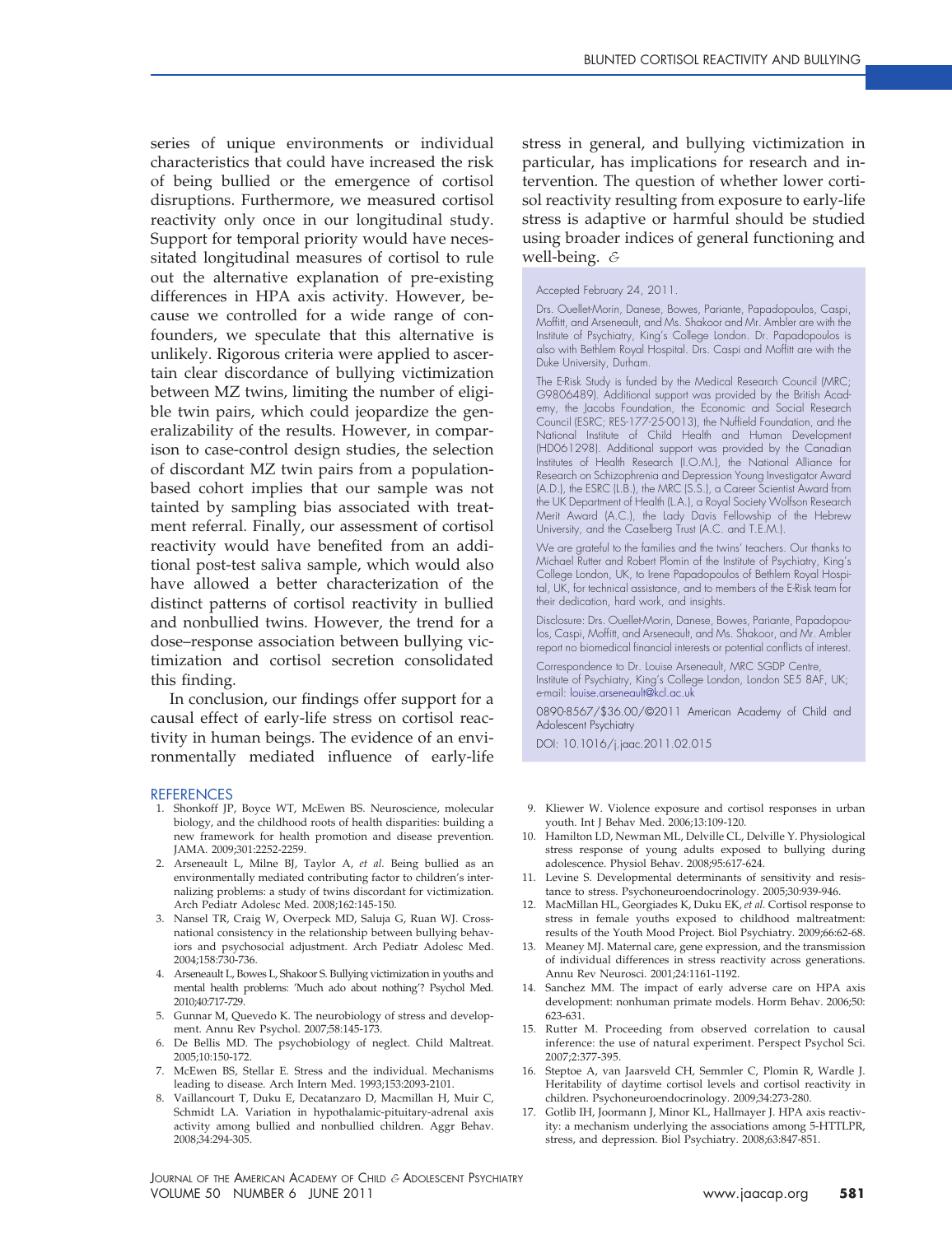series of unique environments or individual characteristics that could have increased the risk of being bullied or the emergence of cortisol disruptions. Furthermore, we measured cortisol reactivity only once in our longitudinal study. Support for temporal priority would have necessitated longitudinal measures of cortisol to rule out the alternative explanation of pre-existing differences in HPA axis activity. However, because we controlled for a wide range of confounders, we speculate that this alternative is unlikely. Rigorous criteria were applied to ascertain clear discordance of bullying victimization between MZ twins, limiting the number of eligible twin pairs, which could jeopardize the generalizability of the results. However, in comparison to case-control design studies, the selection of discordant MZ twin pairs from a population-based cohort implies that our sample was not tainted by sampling bias associated with treatment referral. Finally, our assessment of cortisol reactivity would have benefited from an additional post-test saliva sample, which would also have allowed a better characterization of the distinct patterns of cortisol reactivity in bullied and nonbullied twins. However, the trend for a dose–response association between bullying victimization and cortisol secretion consolidated this finding.

In conclusion, our findings offer support for a causal effect of early-life stress on cortisol reactivity in human beings. The evidence of an environmentally mediated influence of early-life stress in general, and bullying victimization in particular, has implications for research and intervention. The question of whether lower cortisol reactivity resulting from exposure to early-life stress is adaptive or harmful should be studied using broader indices of general functioning and well-being. &

Accepted February 24, 2011.

Drs. Ouellet-Morin, Danese, Bowes, Pariante, Papadopoulos, Caspi, Moffitt, and Arseneault, and Ms. Shakoor and Mr. Ambler are with the Institute of Psychiatry, King's College London. Dr. Papadopoulos is also with Bethlem Royal Hospital. Drs. Caspi and Moffitt are with the Duke University, Durham.

The E-Risk Study is funded by the Medical Research Council (MRC; G9806489). Additional support was provided by the British Academy, the Jacobs Foundation, the Economic and Social Research Council (ESRC; RES-177-25-0013), the Nuffield Foundation, and the National Institute of Child Health and Human Development (HD061298). Additional support was provided by the Canadian Institutes of Health Research (I.O.M.), the National Alliance for Research on Schizophrenia and Depression Young Investigator Award (A.D.), the ESRC (L.B.), the MRC (S.S.), a Career Scientist Award from the UK Department of Health (L.A.), a Royal Society Wolfson Research Merit Award (A.C.), the Lady Davis Fellowship of the Hebrew University, and the Caselberg Trust (A.C. and T.E.M.).

We are grateful to the families and the twins' teachers. Our thanks to Michael Rutter and Robert Plomin of the Institute of Psychiatry, King's College London, UK, to Irene Papadopoulos of Bethlem Royal Hospital, UK, for technical assistance, and to members of the E-Risk team for their dedication, hard work, and insights.

Disclosure: Drs. Ouellet-Morin, Danese, Bowes, Pariante, Papadopoulos, Caspi, Moffitt, and Arseneault, and Ms. Shakoor, and Mr. Ambler report no biomedical financial interests or potential conflicts of interest.

Correspondence to Dr. Louise Arseneault, MRC SGDP Centre, Institute of Psychiatry, King's College London, London SE5 8AF, UK; e-mail: louise.arseneault@kcl.ac.uk

0890-8567/$36.00/©2011 American Academy of Child and Adolescent Psychiatry

DOI: 10.1016/j.jaac.2011.02.015

## REFERENCES

1. Shonkoff JP, Boyce WT, McEwen BS. Neuroscience, molecular biology, and the childhood roots of health disparities: building a new framework for health promotion and disease prevention. JAMA. 2009;301:2252-2259.
2. Arseneault L, Milne BJ, Taylor A, *et al.* Being bullied as an environmentally mediated contributing factor to children's internalizing problems: a study of twins discordant for victimization. Arch Pediatr Adolesc Med. 2008;162:145-150.
3. Nansel TR, Craig W, Overpeck MD, Saluja G, Ruan WJ. Cross-national consistency in the relationship between bullying behaviors and psychosocial adjustment. Arch Pediatr Adolesc Med. 2004;158:730-736.
4. Arseneault L, Bowes L, Shakoor S. Bullying victimization in youths and mental health problems: 'Much ado about nothing'? Psychol Med. 2010;40:717-729.
5. Gunnar M, Quevedo K. The neurobiology of stress and development. Annu Rev Psychol. 2007;58:145-173.
6. De Bellis MD. The psychobiology of neglect. Child Maltreat. 2005;10:150-172.
7. McEwen BS, Stellar E. Stress and the individual. Mechanisms leading to disease. Arch Intern Med. 1993;153:2093-2101.
8. Vaillancourt T, Duku E, Decatanzaro D, Macmillan H, Muir C, Schmidt LA. Variation in hypothalamic-pituitary-adrenal axis activity among bullied and nonbullied children. Aggr Behav. 2008;34:294-305.
9. Kliewer W. Violence exposure and cortisol responses in urban youth. Int J Behav Med. 2006;13:109-120.
10. Hamilton LD, Newman ML, Delville CL, Delville Y. Physiological stress response of young adults exposed to bullying during adolescence. Physiol Behav. 2008;95:617-624.
11. Levine S. Developmental determinants of sensitivity and resistance to stress. Psychoneuroendocrinology. 2005;30:939-946.
12. MacMillan HL, Georgiades K, Duku EK, *et al.* Cortisol response to stress in female youths exposed to childhood maltreatment: results of the Youth Mood Project. Biol Psychiatry. 2009;66:62-68.
13. Meaney MJ. Maternal care, gene expression, and the transmission of individual differences in stress reactivity across generations. Annu Rev Neurosci. 2001;24:1161-1192.
14. Sanchez MM. The impact of early adverse care on HPA axis development: nonhuman primate models. Horm Behav. 2006;50:623-631.
15. Rutter M. Proceeding from observed correlation to causal inference: the use of natural experiment. Perspect Psychol Sci. 2007;2:377-395.
16. Steptoe A, van Jaarsveld CH, Semmler C, Plomin R, Wardle J. Heritability of daytime cortisol levels and cortisol reactivity in children. Psychoneuroendocrinology. 2009;34:273-280.
17. Gotlib IH, Joormann J, Minor KL, Hallmayer J. HPA axis reactivity: a mechanism underlying the associations among 5-HTTLPR, stress, and depression. Biol Psychiatry. 2008;63:847-851.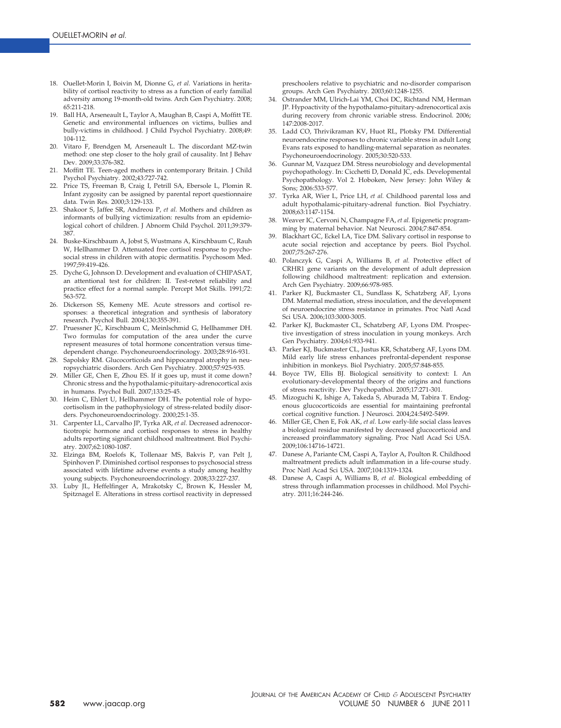18. Ouellet-Morin I, Boivin M, Dionne G, *et al.* Variations in heritability of cortisol reactivity to stress as a function of early familial adversity among 19-month-old twins. Arch Gen Psychiatry. 2008; 65:211-218.
19. Ball HA, Arseneault L, Taylor A, Maughan B, Caspi A, Moffitt TE. Genetic and environmental influences on victims, bullies and bully-victims in childhood. J Child Psychol Psychiatry. 2008;49: 104-112.
20. Vitaro F, Brendgen M, Arseneault L. The discordant MZ-twin method: one step closer to the holy grail of causality. Int J Behav Dev. 2009;33:376-382.
21. Moffitt TE. Teen-aged mothers in contemporary Britain. J Child Psychol Psychiatry. 2002;43:727-742.
22. Price TS, Freeman B, Craig I, Petrill SA, Ebersole L, Plomin R. Infant zygosity can be assigned by parental report questionnaire data. Twin Res. 2000;3:129-133.
23. Shakoor S, Jaffee SR, Andreou P, *et al.* Mothers and children as informants of bullying victimization: results from an epidemiological cohort of children. J Abnorm Child Psychol. 2011;39:379-387.
24. Buske-Kirschbaum A, Jobst S, Wustmans A, Kirschbaum C, Rauh W, Hellhammer D. Attenuated free cortisol response to psychosocial stress in children with atopic dermatitis. Psychosom Med. 1997;59:419-426.
25. Dyche G, Johnson D. Development and evaluation of CHIPASAT, an attentional test for children: II. Test-retest reliability and practice effect for a normal sample. Percept Mot Skills. 1991;72: 563-572.
26. Dickerson SS, Kemeny ME. Acute stressors and cortisol responses: a theoretical integration and synthesis of laboratory research. Psychol Bull. 2004;130:355-391.
27. Pruessner JC, Kirschbaum C, Meinlschmid G, Hellhammer DH. Two formulas for computation of the area under the curve represent measures of total hormone concentration versus time-dependent change. Psychoneuroendocrinology. 2003;28:916-931.
28. Sapolsky RM. Glucocorticoids and hippocampal atrophy in neuropsychiatric disorders. Arch Gen Psychiatry. 2000;57:925-935.
29. Miller GE, Chen E, Zhou ES. If it goes up, must it come down? Chronic stress and the hypothalamic-pituitary-adrenocortical axis in humans. Psychol Bull. 2007;133:25-45.
30. Heim C, Ehlert U, Hellhammer DH. The potential role of hypocortisolism in the pathophysiology of stress-related bodily disorders. Psychoneuroendocrinology. 2000;25:1-35.
31. Carpenter LL, Carvalho JP, Tyrka AR, *et al.* Decreased adrenocorticotropic hormone and cortisol responses to stress in healthy adults reporting significant childhood maltreatment. Biol Psychiatry. 2007;62:1080-1087.
32. Elzinga BM, Roelofs K, Tollenaar MS, Bakvis P, van Pelt J, Spinhoven P. Diminished cortisol responses to psychosocial stress associated with lifetime adverse events a study among healthy young subjects. Psychoneuroendocrinology. 2008;33:227-237.
33. Luby JL, Heffelfinger A, Mrakotsky C, Brown K, Hessler M, Spitznagel E. Alterations in stress cortisol reactivity in depressed preschoolers relative to psychiatric and no-disorder comparison groups. Arch Gen Psychiatry. 2003;60:1248-1255.
34. Ostrander MM, Ulrich-Lai YM, Choi DC, Richtand NM, Herman JP. Hypoactivity of the hypothalamo-pituitary-adrenocortical axis during recovery from chronic variable stress. Endocrinol. 2006; 147:2008-2017.
35. Ladd CO, Thrivikraman KV, Huot RL, Plotsky PM. Differential neuroendocrine responses to chronic variable stress in adult Long Evans rats exposed to handling-maternal separation as neonates. Psychoneuroendocrinology. 2005;30:520-533.
36. Gunnar M, Vazquez DM. Stress neurobiology and developmental psychopathology. In: Cicchetti D, Donald JC, eds. Developmental Psychopathology. Vol 2. Hoboken, New Jersey: John Wiley & Sons; 2006:533-577.
37. Tyrka AR, Wier L, Price LH, *et al.* Childhood parental loss and adult hypothalamic-pituitary-adrenal function. Biol Psychiatry. 2008;63:1147-1154.
38. Weaver IC, Cervoni N, Champagne FA, *et al.* Epigenetic programming by maternal behavior. Nat Neurosci. 2004;7:847-854.
39. Blackhart GC, Eckel LA, Tice DM. Salivary cortisol in response to acute social rejection and acceptance by peers. Biol Psychol. 2007;75:267-276.
40. Polanczyk G, Caspi A, Williams B, *et al.* Protective effect of CRHR1 gene variants on the development of adult depression following childhood maltreatment: replication and extension. Arch Gen Psychiatry. 2009;66:978-985.
41. Parker KJ, Buckmaster CL, Sundlass K, Schatzberg AF, Lyons DM. Maternal mediation, stress inoculation, and the development of neuroendocrine stress resistance in primates. Proc Natl Acad Sci USA. 2006;103:3000-3005.
42. Parker KJ, Buckmaster CL, Schatzberg AF, Lyons DM. Prospective investigation of stress inoculation in young monkeys. Arch Gen Psychiatry. 2004;61:933-941.
43. Parker KJ, Buckmaster CL, Justus KR, Schatzberg AF, Lyons DM. Mild early life stress enhances prefrontal-dependent response inhibition in monkeys. Biol Psychiatry. 2005;57:848-855.
44. Boyce TW, Ellis BJ. Biological sensitivity to context: I. An evolutionary-developmental theory of the origins and functions of stress reactivity. Dev Psychopathol. 2005;17:271-301.
45. Mizoguchi K, Ishige A, Takeda S, Aburada M, Tabira T. Endogenous glucocorticoids are essential for maintaining prefrontal cortical cognitive function. J Neurosci. 2004;24:5492-5499.
46. Miller GE, Chen E, Fok AK, *et al.* Low early-life social class leaves a biological residue manifested by decreased glucocorticoid and increased proinflammatory signaling. Proc Natl Acad Sci USA. 2009;106:14716-14721.
47. Danese A, Pariante CM, Caspi A, Taylor A, Poulton R. Childhood maltreatment predicts adult inflammation in a life-course study. Proc Natl Acad Sci USA. 2007;104:1319-1324.
48. Danese A, Caspi A, Williams B, *et al.* Biological embedding of stress through inflammation processes in childhood. Mol Psychiatry. 2011;16:244-246.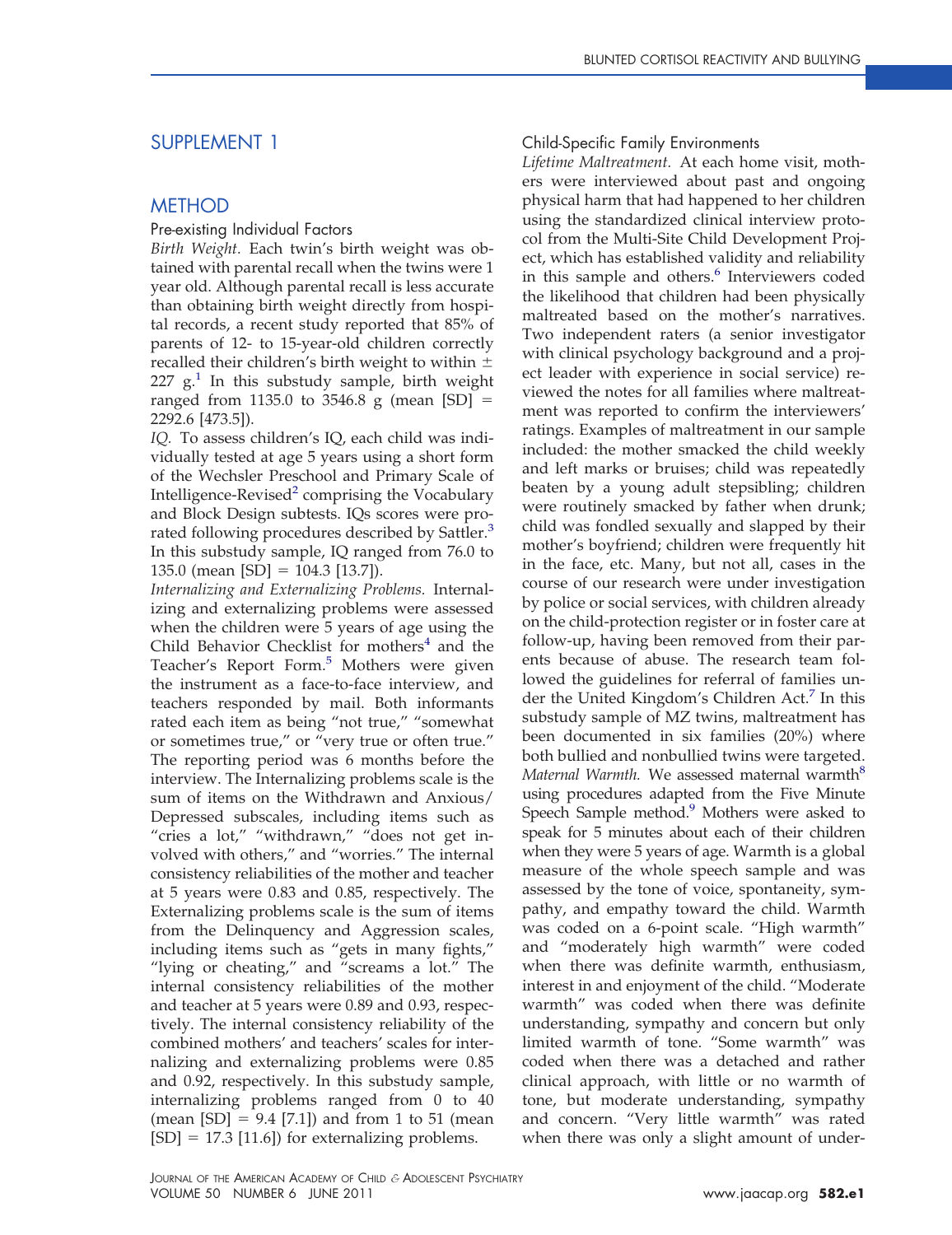# SUPPLEMENT 1

## METHOD

### Pre-existing Individual Factors

*Birth Weight.* Each twin's birth weight was obtained with parental recall when the twins were 1 year old. Although parental recall is less accurate than obtaining birth weight directly from hospital records, a recent study reported that 85% of parents of 12- to 15-year-old children correctly recalled their children's birth weight to within ± 227 g.[1] In this substudy sample, birth weight ranged from 1135.0 to 3546.8 g (mean [SD] = 2292.6 [473.5]).

*IQ.* To assess children's IQ, each child was individually tested at age 5 years using a short form of the Wechsler Preschool and Primary Scale of Intelligence-Revised[2] comprising the Vocabulary and Block Design subtests. IQs scores were prorated following procedures described by Sattler.[3] In this substudy sample, IQ ranged from 76.0 to 135.0 (mean [SD] = 104.3 [13.7]).

*Internalizing and Externalizing Problems.* Internalizing and externalizing problems were assessed when the children were 5 years of age using the Child Behavior Checklist for mothers[4] and the Teacher's Report Form.[5] Mothers were given the instrument as a face-to-face interview, and teachers responded by mail. Both informants rated each item as being "not true," "somewhat or sometimes true," or "very true or often true." The reporting period was 6 months before the interview. The Internalizing problems scale is the sum of items on the Withdrawn and Anxious/Depressed subscales, including items such as "cries a lot," "withdrawn," "does not get involved with others," and "worries." The internal consistency reliabilities of the mother and teacher at 5 years were 0.83 and 0.85, respectively. The Externalizing problems scale is the sum of items from the Delinquency and Aggression scales, including items such as "gets in many fights," "lying or cheating," and "screams a lot." The internal consistency reliabilities of the mother and teacher at 5 years were 0.89 and 0.93, respectively. The internal consistency reliability of the combined mothers' and teachers' scales for internalizing and externalizing problems were 0.85 and 0.92, respectively. In this substudy sample, internalizing problems ranged from 0 to 40 (mean [SD] = 9.4 [7.1]) and from 1 to 51 (mean [SD] = 17.3 [11.6]) for externalizing problems.

### Child-Specific Family Environments

*Lifetime Maltreatment.* At each home visit, mothers were interviewed about past and ongoing physical harm that had happened to her children using the standardized clinical interview protocol from the Multi-Site Child Development Project, which has established validity and reliability in this sample and others.[6] Interviewers coded the likelihood that children had been physically maltreated based on the mother's narratives. Two independent raters (a senior investigator with clinical psychology background and a project leader with experience in social service) reviewed the notes for all families where maltreatment was reported to confirm the interviewers' ratings. Examples of maltreatment in our sample included: the mother smacked the child weekly and left marks or bruises; child was repeatedly beaten by a young adult stepsibling; children were routinely smacked by father when drunk; child was fondled sexually and slapped by their mother's boyfriend; children were frequently hit in the face, etc. Many, but not all, cases in the course of our research were under investigation by police or social services, with children already on the child-protection register or in foster care at follow-up, having been removed from their parents because of abuse. The research team followed the guidelines for referral of families under the United Kingdom's Children Act.[7] In this substudy sample of MZ twins, maltreatment has been documented in six families (20%) where both bullied and nonbullied twins were targeted.

*Maternal Warmth.* We assessed maternal warmth[8] using procedures adapted from the Five Minute Speech Sample method.[9] Mothers were asked to speak for 5 minutes about each of their children when they were 5 years of age. Warmth is a global measure of the whole speech sample and was assessed by the tone of voice, spontaneity, sympathy, and empathy toward the child. Warmth was coded on a 6-point scale. "High warmth" and "moderately high warmth" were coded when there was definite warmth, enthusiasm, interest in and enjoyment of the child. "Moderate warmth" was coded when there was definite understanding, sympathy and concern but only limited warmth of tone. "Some warmth" was coded when there was a detached and rather clinical approach, with little or no warmth of tone, but moderate understanding, sympathy and concern. "Very little warmth" was rated when there was only a slight amount of under-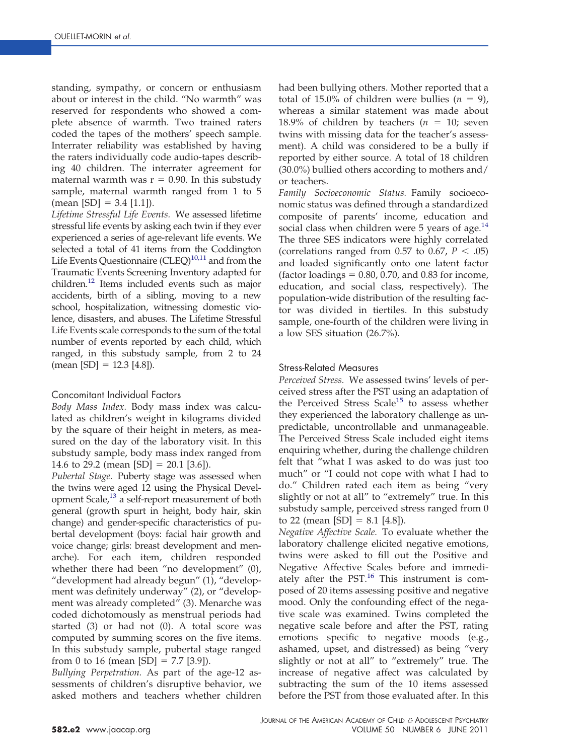standing, sympathy, or concern or enthusiasm about or interest in the child. "No warmth" was reserved for respondents who showed a complete absence of warmth. Two trained raters coded the tapes of the mothers' speech sample. Interrater reliability was established by having the raters individually code audio-tapes describing 40 children. The interrater agreement for maternal warmth was r = 0.90. In this substudy sample, maternal warmth ranged from 1 to 5 (mean [SD] = 3.4 [1.1]).

*Lifetime Stressful Life Events.* We assessed lifetime stressful life events by asking each twin if they ever experienced a series of age-relevant life events. We selected a total of 41 items from the Coddington Life Events Questionnaire (CLEQ)[10,11] and from the Traumatic Events Screening Inventory adapted for children.[12] Items included events such as major accidents, birth of a sibling, moving to a new school, hospitalization, witnessing domestic violence, disasters, and abuses. The Lifetime Stressful Life Events scale corresponds to the sum of the total number of events reported by each child, which ranged, in this substudy sample, from 2 to 24 (mean [SD] = 12.3 [4.8]).

### Concomitant Individual Factors

*Body Mass Index.* Body mass index was calculated as children's weight in kilograms divided by the square of their height in meters, as measured on the day of the laboratory visit. In this substudy sample, body mass index ranged from 14.6 to 29.2 (mean [SD] = 20.1 [3.6]).

*Pubertal Stage.* Puberty stage was assessed when the twins were aged 12 using the Physical Development Scale,[13] a self-report measurement of both general (growth spurt in height, body hair, skin change) and gender-specific characteristics of pubertal development (boys: facial hair growth and voice change; girls: breast development and menarche). For each item, children responded whether there had been "no development" (0), "development had already begun" (1), "development was definitely underway" (2), or "development was already completed" (3). Menarche was coded dichotomously as menstrual periods had started (3) or had not (0). A total score was computed by summing scores on the five items. In this substudy sample, pubertal stage ranged from 0 to 16 (mean [SD] = 7.7 [3.9]).

*Bullying Perpetration.* As part of the age-12 assessments of children's disruptive behavior, we asked mothers and teachers whether children had been bullying others. Mother reported that a total of 15.0% of children were bullies ($n$ = 9), whereas a similar statement was made about 18.9% of children by teachers ($n$ = 10; seven twins with missing data for the teacher's assessment). A child was considered to be a bully if reported by either source. A total of 18 children (30.0%) bullied others according to mothers and/or teachers.

*Family Socioeconomic Status.* Family socioeconomic status was defined through a standardized composite of parents' income, education and social class when children were 5 years of age.[14] The three SES indicators were highly correlated (correlations ranged from 0.57 to 0.67, $P < .05$) and loaded significantly onto one latent factor (factor loadings = 0.80, 0.70, and 0.83 for income, education, and social class, respectively). The population-wide distribution of the resulting factor was divided in tiertiles. In this substudy sample, one-fourth of the children were living in a low SES situation (26.7%).

### Stress-Related Measures

*Perceived Stress.* We assessed twins' levels of perceived stress after the PST using an adaptation of the Perceived Stress Scale[15] to assess whether they experienced the laboratory challenge as unpredictable, uncontrollable and unmanageable. The Perceived Stress Scale included eight items enquiring whether, during the challenge children felt that "what I was asked to do was just too much" or "I could not cope with what I had to do." Children rated each item as being "very slightly or not at all" to "extremely" true. In this substudy sample, perceived stress ranged from 0 to 22 (mean [SD] = 8.1 [4.8]).

*Negative Affective Scale.* To evaluate whether the laboratory challenge elicited negative emotions, twins were asked to fill out the Positive and Negative Affective Scales before and immediately after the PST.[16] This instrument is composed of 20 items assessing positive and negative mood. Only the confounding effect of the negative scale was examined. Twins completed the negative scale before and after the PST, rating emotions specific to negative moods (e.g., ashamed, upset, and distressed) as being "very slightly or not at all" to "extremely" true. The increase of negative affect was calculated by subtracting the sum of the 10 items assessed before the PST from those evaluated after. In this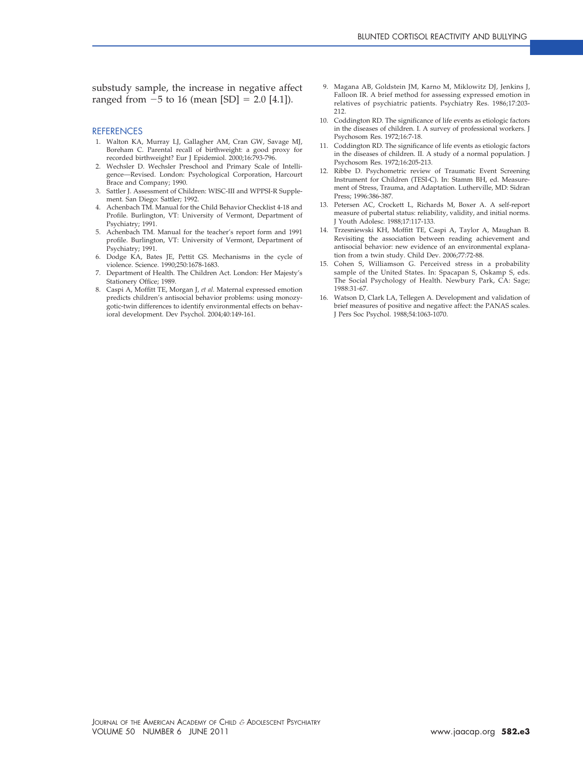substudy sample, the increase in negative affect ranged from −5 to 16 (mean [SD] = 2.0 [4.1]).

## REFERENCES

1. Walton KA, Murray LJ, Gallagher AM, Cran GW, Savage MJ, Boreham C. Parental recall of birthweight: a good proxy for recorded birthweight? Eur J Epidemiol. 2000;16:793-796.
2. Wechsler D. Wechsler Preschool and Primary Scale of Intelligence—Revised. London: Psychological Corporation, Harcourt Brace and Company; 1990.
3. Sattler J. Assessment of Children: WISC-III and WPPSI-R Supplement. San Diego: Sattler; 1992.
4. Achenbach TM. Manual for the Child Behavior Checklist 4-18 and Profile. Burlington, VT: University of Vermont, Department of Psychiatry; 1991.
5. Achenbach TM. Manual for the teacher's report form and 1991 profile. Burlington, VT: University of Vermont, Department of Psychiatry; 1991.
6. Dodge KA, Bates JE, Pettit GS. Mechanisms in the cycle of violence. Science. 1990;250:1678-1683.
7. Department of Health. The Children Act. London: Her Majesty's Stationery Office; 1989.
8. Caspi A, Moffitt TE, Morgan J, *et al.* Maternal expressed emotion predicts children's antisocial behavior problems: using monozygotic-twin differences to identify environmental effects on behavioral development. Dev Psychol. 2004;40:149-161.
9. Magana AB, Goldstein JM, Karno M, Miklowitz DJ, Jenkins J, Falloon IR. A brief method for assessing expressed emotion in relatives of psychiatric patients. Psychiatry Res. 1986;17:203-212.
10. Coddington RD. The significance of life events as etiologic factors in the diseases of children. I. A survey of professional workers. J Psychosom Res. 1972;16:7-18.
11. Coddington RD. The significance of life events as etiologic factors in the diseases of children. II. A study of a normal population. J Psychosom Res. 1972;16:205-213.
12. Ribbe D. Psychometric review of Traumatic Event Screening Instrument for Children (TESI-C). In: Stamm BH, ed. Measurement of Stress, Trauma, and Adaptation. Lutherville, MD: Sidran Press; 1996:386-387.
13. Petersen AC, Crockett L, Richards M, Boxer A. A self-report measure of pubertal status: reliability, validity, and initial norms. J Youth Adolesc. 1988;17:117-133.
14. Trzesniewski KH, Moffitt TE, Caspi A, Taylor A, Maughan B. Revisiting the association between reading achievement and antisocial behavior: new evidence of an environmental explanation from a twin study. Child Dev. 2006;77:72-88.
15. Cohen S, Williamson G. Perceived stress in a probability sample of the United States. In: Spacapan S, Oskamp S, eds. The Social Psychology of Health. Newbury Park, CA: Sage; 1988:31-67.
16. Watson D, Clark LA, Tellegen A. Development and validation of brief measures of positive and negative affect: the PANAS scales. J Pers Soc Psychol. 1988;54:1063-1070.